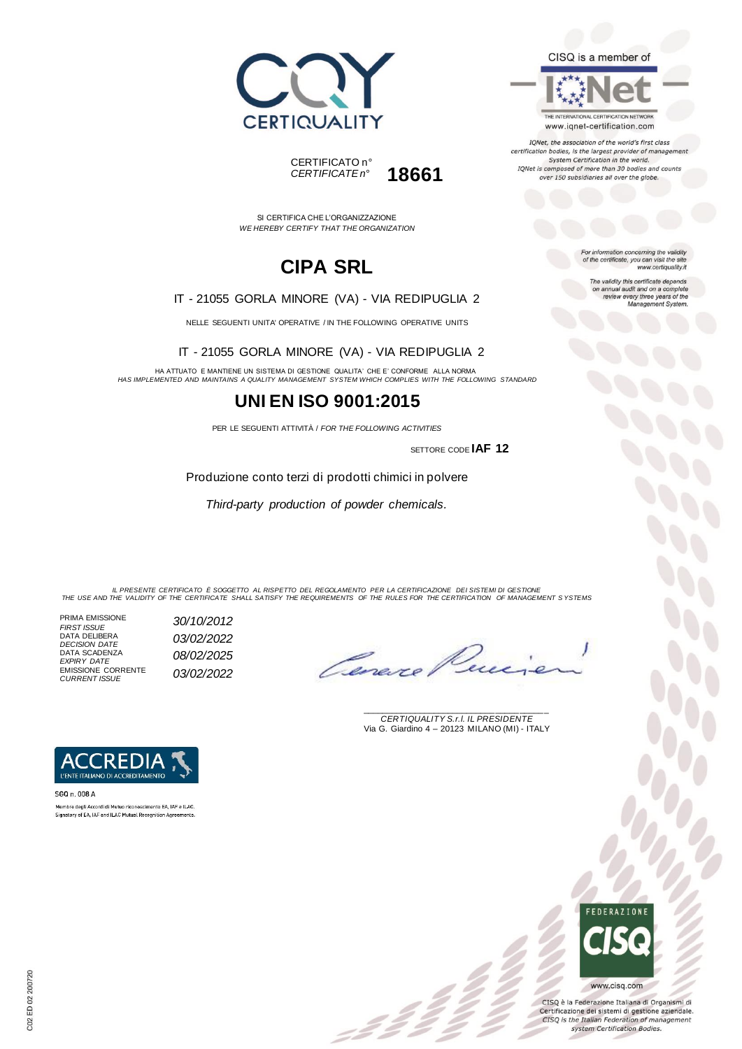CERTIQUALITY

CERTIFICATO n°
*CERTIFICATE n°* **18661**

CISQ is a member of

IQNet
THE INTERNATIONAL CERTIFICATION NETWORK
www.iqnet-certification.com

*IQNet, the association of the world's first class certification bodies, is the largest provider of management System Certification in the world. IQNet is composed of more than 30 bodies and counts over 150 subsidiaries all over the globe.*

SI CERTIFICA CHE L'ORGANIZZAZIONE
*WE HEREBY CERTIFY THAT THE ORGANIZATION*

# CIPA SRL

IT - 21055 GORLA MINORE (VA) - VIA REDIPUGLIA 2

NELLE SEGUENTI UNITA' OPERATIVE / IN THE FOLLOWING OPERATIVE UNITS

IT - 21055 GORLA MINORE (VA) - VIA REDIPUGLIA 2

HA ATTUATO E MANTIENE UN SISTEMA DI GESTIONE QUALITA' CHE E' CONFORME ALLA NORMA
*HAS IMPLEMENTED AND MAINTAINS A QUALITY MANAGEMENT SYSTEM WHICH COMPLIES WITH THE FOLLOWING STANDARD*

# UNI EN ISO 9001:2015

PER LE SEGUENTI ATTIVITÀ / *FOR THE FOLLOWING ACTIVITIES*

SETTORE CODE **IAF 12**

Produzione conto terzi di prodotti chimici in polvere

*Third-party production of powder chemicals.*

*For information concerning the validity of the certificate, you can visit the site www.certiquality.it*

*The validity this certificate depends on annual audit and on a complete review every three years of the Management System.*

*IL PRESENTE CERTIFICATO È SOGGETTO AL RISPETTO DEL REGOLAMENTO PER LA CERTIFICAZIONE DEI SISTEMI DI GESTIONE*
*THE USE AND THE VALIDITY OF THE CERTIFICATE SHALL SATISFY THE REQUIREMENTS OF THE RULES FOR THE CERTIFICATION OF MANAGEMENT SYSTEMS*

| | |
|---|---|
| PRIMA EMISSIONE *FIRST ISSUE* | *30/10/2012* |
| DATA DELIBERA *DECISION DATE* | *03/02/2022* |
| DATA SCADENZA *EXPIRY DATE* | *08/02/2025* |
| EMISSIONE CORRENTE *CURRENT ISSUE* | *03/02/2022* |

*CERTIQUALITY S.r.l. IL PRESIDENTE*
Via G. Giardino 4 – 20123 MILANO (MI) - ITALY

ACCREDIA
L'ENTE ITALIANO DI ACCREDITAMENTO

SGQ n. 008 A
Membro degli Accordi di Mutuo riconoscimento EA, IAF e ILAC.
Signatory of EA, IAF and ILAC Mutual Recognition Agreements.

FEDERAZIONE CISQ
www.cisq.com

CISQ è la Federazione Italiana di Organismi di Certificazione dei sistemi di gestione aziendale.
*CISQ is the Italian Federation of management system Certification Bodies.*

C02 ED 02 200720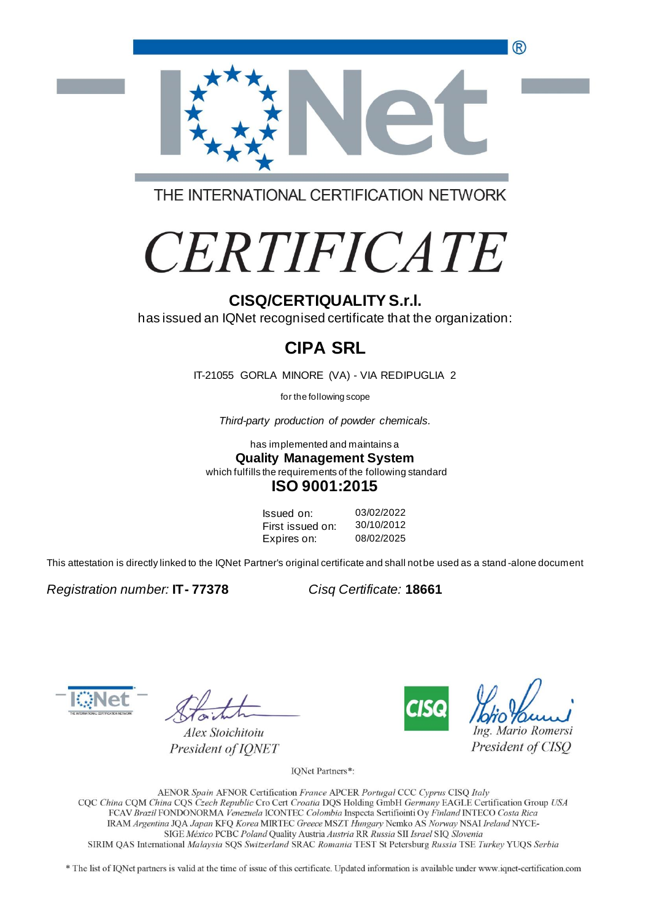THE INTERNATIONAL CERTIFICATION NETWORK

# CERTIFICATE

**CISQ/CERTIQUALITY S.r.l.**
has issued an IQNet recognised certificate that the organization:

## CIPA SRL

IT-21055 GORLA MINORE (VA) - VIA REDIPUGLIA 2

for the following scope

*Third-party production of powder chemicals.*

has implemented and maintains a
**Quality Management System**
which fulfills the requirements of the following standard
**ISO 9001:2015**

| | |
|---|---|
| Issued on: | 03/02/2022 |
| First issued on: | 30/10/2012 |
| Expires on: | 08/02/2025 |

This attestation is directly linked to the IQNet Partner's original certificate and shall not be used as a stand-alone document

*Registration number:* **IT - 77378** *Cisq Certificate:* **18661**

*Alex Stoichitoiu*
*President of IQNET*

*Ing. Mario Romersi*
*President of CISQ*

IQNet Partners*:

AENOR *Spain* AFNOR Certification *France* APCER *Portugal* CCC *Cyprus* CISQ *Italy*
CQC *China* CQM *China* CQS *Czech Republic* Cro Cert *Croatia* DQS Holding GmbH *Germany* EAGLE Certification Group *USA*
FCAV *Brazil* FONDONORMA *Venezuela* ICONTEC *Colombia* Inspecta Sertifiointi Oy *Finland* INTECO *Costa Rica*
IRAM *Argentina* JQA *Japan* KFQ *Korea* MIRTEC *Greece* MSZT *Hungary* Nemko AS *Norway* NSAI *Ireland* NYCE-SIGE *México* PCBC *Poland* Quality Austria *Austria* RR *Russia* SII *Israel* SIQ *Slovenia*
SIRIM QAS International *Malaysia* SQS *Switzerland* SRAC *Romania* TEST St Petersburg *Russia* TSE *Turkey* YUQS *Serbia*

* The list of IQNet partners is valid at the time of issue of this certificate. Updated information is available under www.iqnet-certification.com